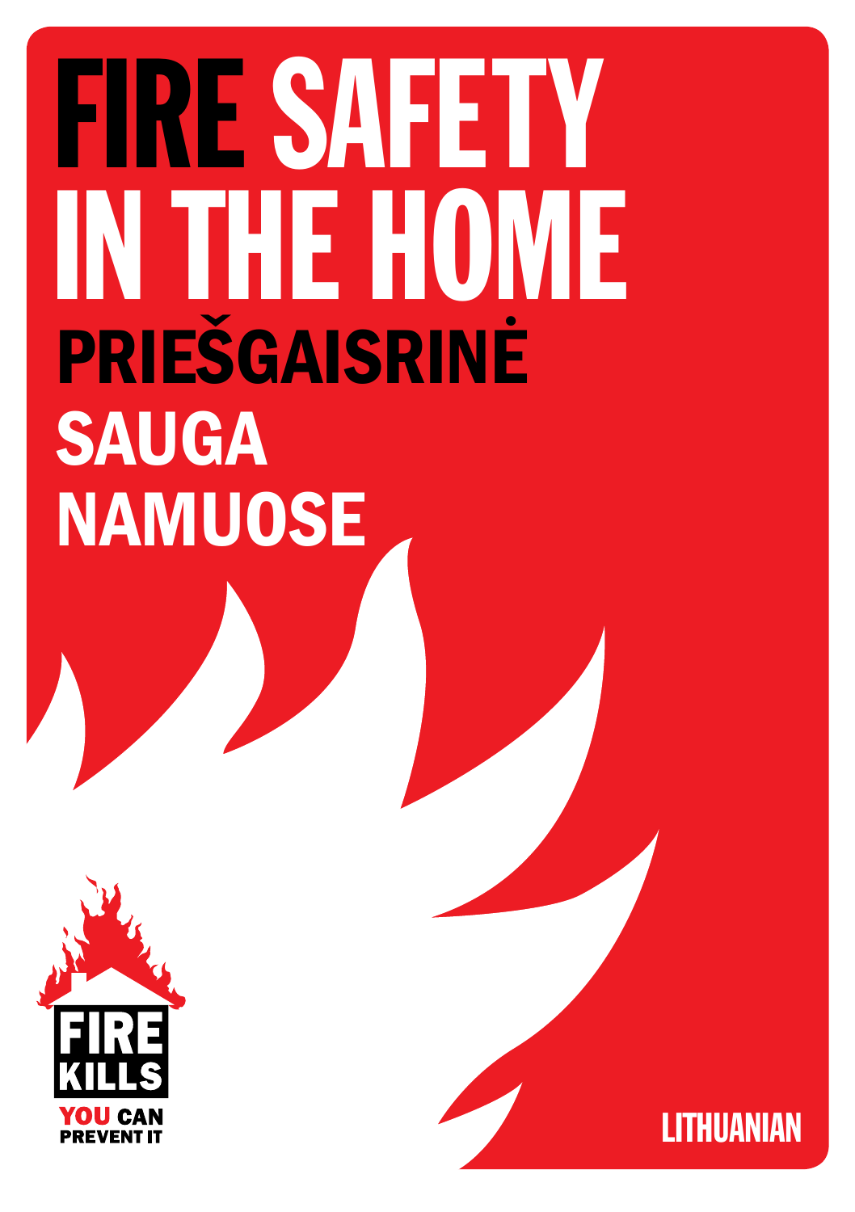# FIRE SAFETY IN THE HOME

## PRIEŠGAISRINĖ SAUGA NAMUOSE

FIRE KILLS

YOU CAN PREVENT IT

LITHUANIAN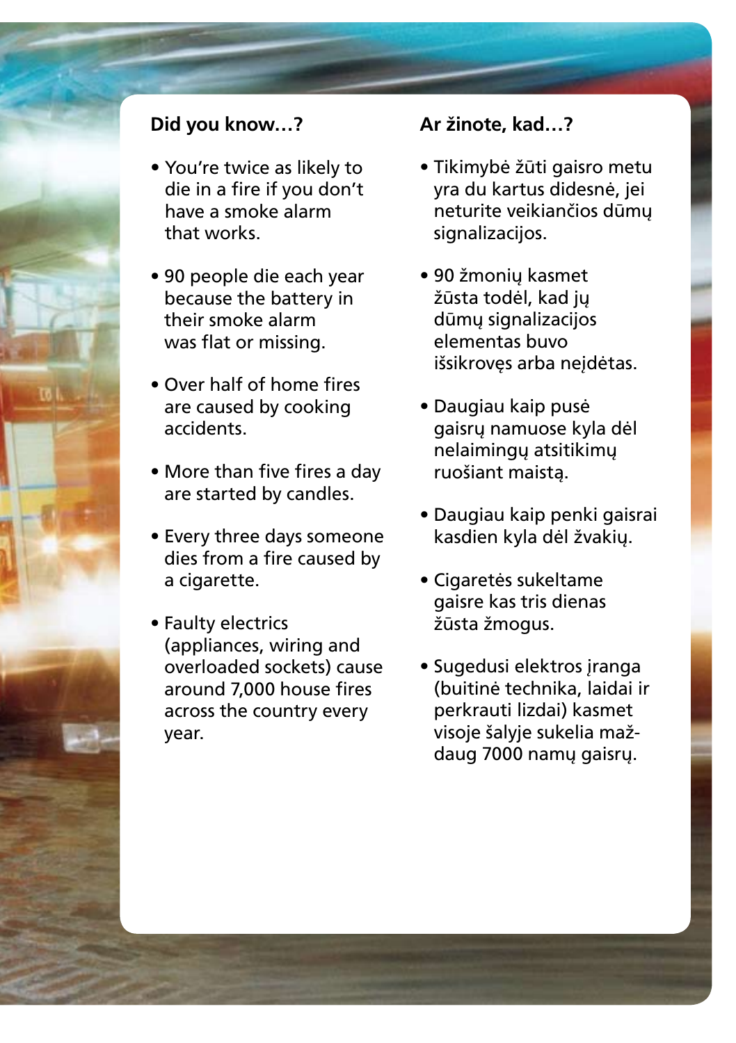## Did you know…?

- You're twice as likely to die in a fire if you don't have a smoke alarm that works.
- 90 people die each year because the battery in their smoke alarm was flat or missing.
- Over half of home fires are caused by cooking accidents.
- More than five fires a day are started by candles.
- Every three days someone dies from a fire caused by a cigarette.
- Faulty electrics (appliances, wiring and overloaded sockets) cause around 7,000 house fires across the country every year.

## Ar žinote, kad…?

- Tikimybė žūti gaisro metu yra du kartus didesnė, jei neturite veikiančios dūmų signalizacijos.
- 90 žmonių kasmet žūsta todėl, kad jų dūmų signalizacijos elementas buvo išsikrovęs arba neįdėtas.
- Daugiau kaip pusė gaisrų namuose kyla dėl nelaimingų atsitikimų ruošiant maistą.
- Daugiau kaip penki gaisrai kasdien kyla dėl žvakių.
- Cigaretės sukeltame gaisre kas tris dienas žūsta žmogus.
- Sugedusi elektros įranga (buitinė technika, laidai ir perkrauti lizdai) kasmet visoje šalyje sukelia maždaug 7000 namų gaisrų.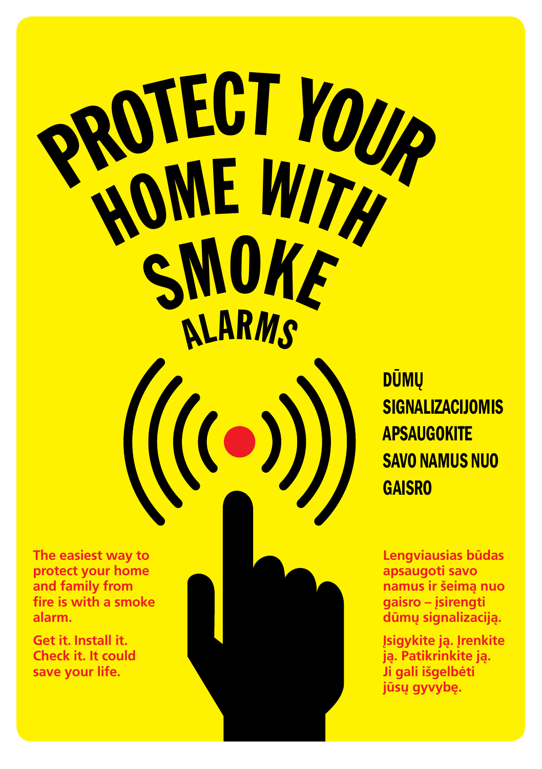# PROTECT YOUR HOME WITH SMOKE ALARMS

## DŪMŲ SIGNALIZACIJOMIS APSAUGOKITE SAVO NAMUS NUO GAISRO

**The easiest way to protect your home and family from fire is with a smoke alarm.**

**Get it. Install it. Check it. It could save your life.**

**Lengviausias būdas apsaugoti savo namus ir šeimą nuo gaisro – įsirengti dūmų signalizaciją.**

**Įsigykite ją. Įrenkite ją. Patikrinkite ją. Ji gali išgelbėti jūsų gyvybę.**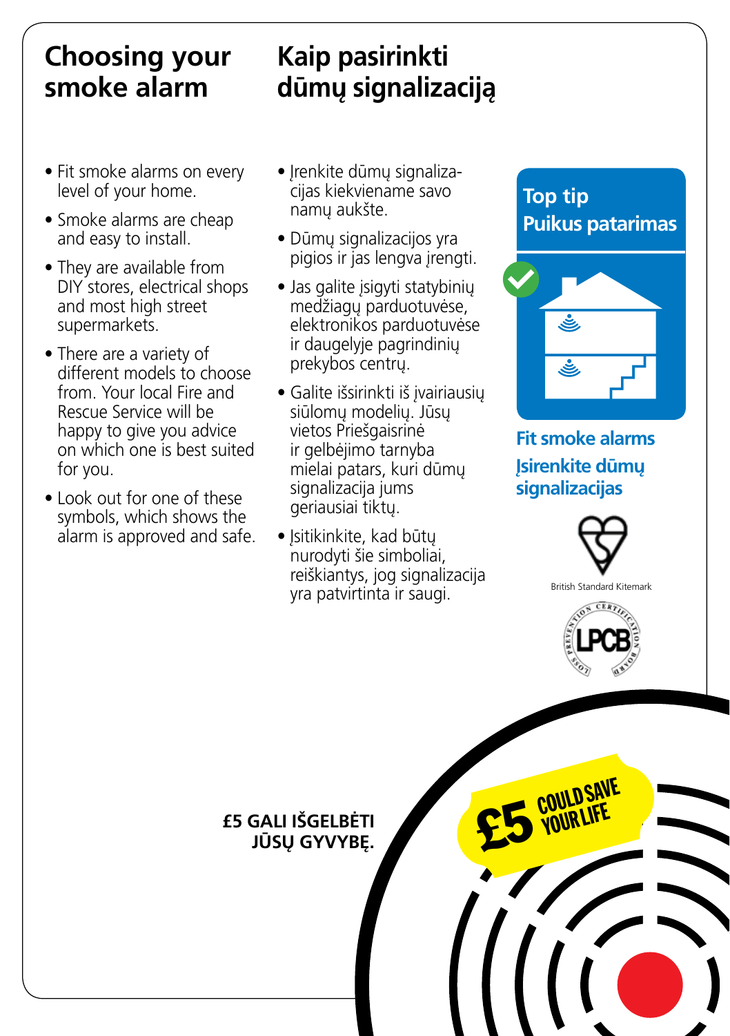# Choosing your smoke alarm

# Kaip pasirinkti dūmų signalizaciją

- Fit smoke alarms on every level of your home.
- Smoke alarms are cheap and easy to install.
- They are available from DIY stores, electrical shops and most high street supermarkets.
- There are a variety of different models to choose from. Your local Fire and Rescue Service will be happy to give you advice on which one is best suited for you.
- Look out for one of these symbols, which shows the alarm is approved and safe.

- Įrenkite dūmų signalizacijas kiekviename savo namų aukšte.
- Dūmų signalizacijos yra pigios ir jas lengva įrengti.
- Jas galite įsigyti statybinių medžiagų parduotuvėse, elektronikos parduotuvėse ir daugelyje pagrindinių prekybos centrų.
- Galite išsirinkti iš įvairiausių siūlomų modelių. Jūsų vietos Priešgaisrinė ir gelbėjimo tarnyba mielai patars, kuri dūmų signalizacija jums geriausiai tiktų.
- Įsitikinkite, kad būtų nurodyti šie simboliai, reiškiantys, jog signalizacija yra patvirtinta ir saugi.

**Top tip**
**Puikus patarimas**

**Fit smoke alarms**
**Įsirenkite dūmų signalizacijas**

British Standard Kitemark

LPCB – Loss Prevention Certification Board

**£5 GALI IŠGELBĖTI JŪSŲ GYVYBĘ.**

**£5 COULD SAVE YOUR LIFE**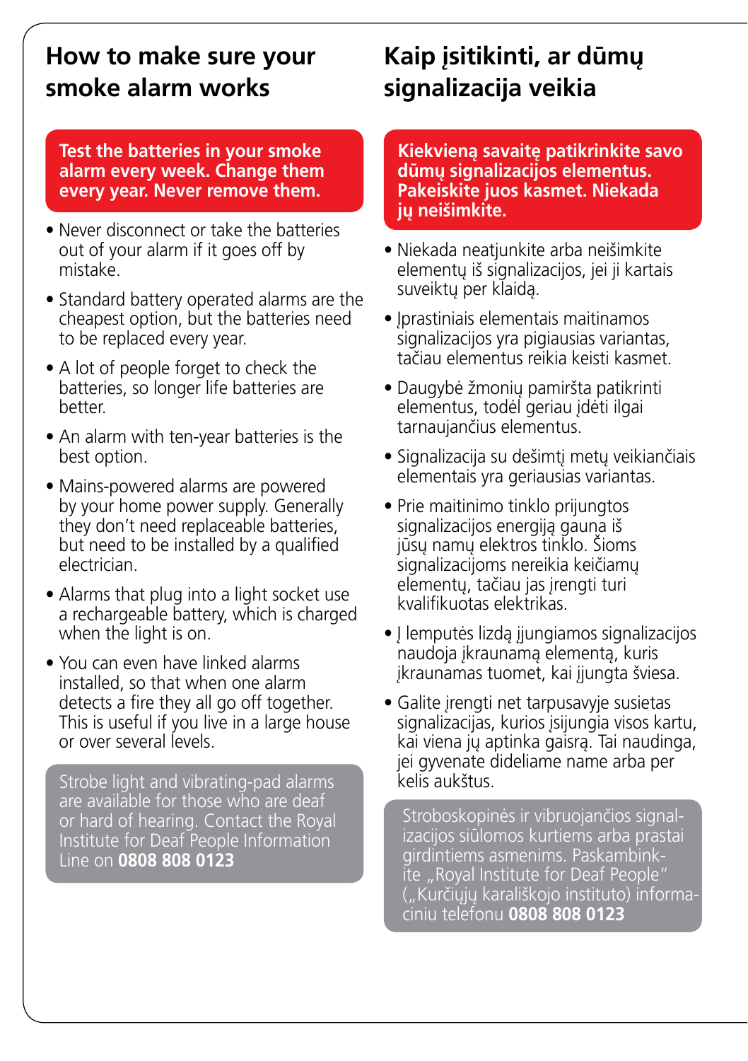## How to make sure your smoke alarm works

**Test the batteries in your smoke alarm every week. Change them every year. Never remove them.**

- Never disconnect or take the batteries out of your alarm if it goes off by mistake.
- Standard battery operated alarms are the cheapest option, but the batteries need to be replaced every year.
- A lot of people forget to check the batteries, so longer life batteries are better.
- An alarm with ten-year batteries is the best option.
- Mains-powered alarms are powered by your home power supply. Generally they don't need replaceable batteries, but need to be installed by a qualified electrician.
- Alarms that plug into a light socket use a rechargeable battery, which is charged when the light is on.
- You can even have linked alarms installed, so that when one alarm detects a fire they all go off together. This is useful if you live in a large house or over several levels.

Strobe light and vibrating-pad alarms are available for those who are deaf or hard of hearing. Contact the Royal Institute for Deaf People Information Line on **0808 808 0123**

## Kaip įsitikinti, ar dūmų signalizacija veikia

**Kiekvieną savaitę patikrinkite savo dūmų signalizacijos elementus. Pakeiskite juos kasmet. Niekada jų neišimkite.**

- Niekada neatjunkite arba neišimkite elementų iš signalizacijos, jei ji kartais suveiktų per klaidą.
- Įprastiniais elementais maitinamos signalizacijos yra pigiausias variantas, tačiau elementus reikia keisti kasmet.
- Daugybė žmonių pamiršta patikrinti elementus, todėl geriau įdėti ilgai tarnaujančius elementus.
- Signalizacija su dešimtį metų veikiančiais elementais yra geriausias variantas.
- Prie maitinimo tinklo prijungtos signalizacijos energiją gauna iš jūsų namų elektros tinklo. Šioms signalizacijoms nereikia keičiamų elementų, tačiau jas įrengti turi kvalifikuotas elektrikas.
- Į lemputės lizdą įjungiamos signalizacijos naudoja įkraunamą elementą, kuris įkraunamas tuomet, kai įjungta šviesa.
- Galite įrengti net tarpusavyje susietas signalizacijas, kurios įsijungia visos kartu, kai viena jų aptinka gaisrą. Tai naudinga, jei gyvenate dideliame name arba per kelis aukštus.

Stroboskopinės ir vibruojančios signalizacijos siūlomos kurtiems arba prastai girdintiems asmenims. Paskambinkite „Royal Institute for Deaf People" („Kurčiųjų karališkojo instituto) informaciniu telefonu **0808 808 0123**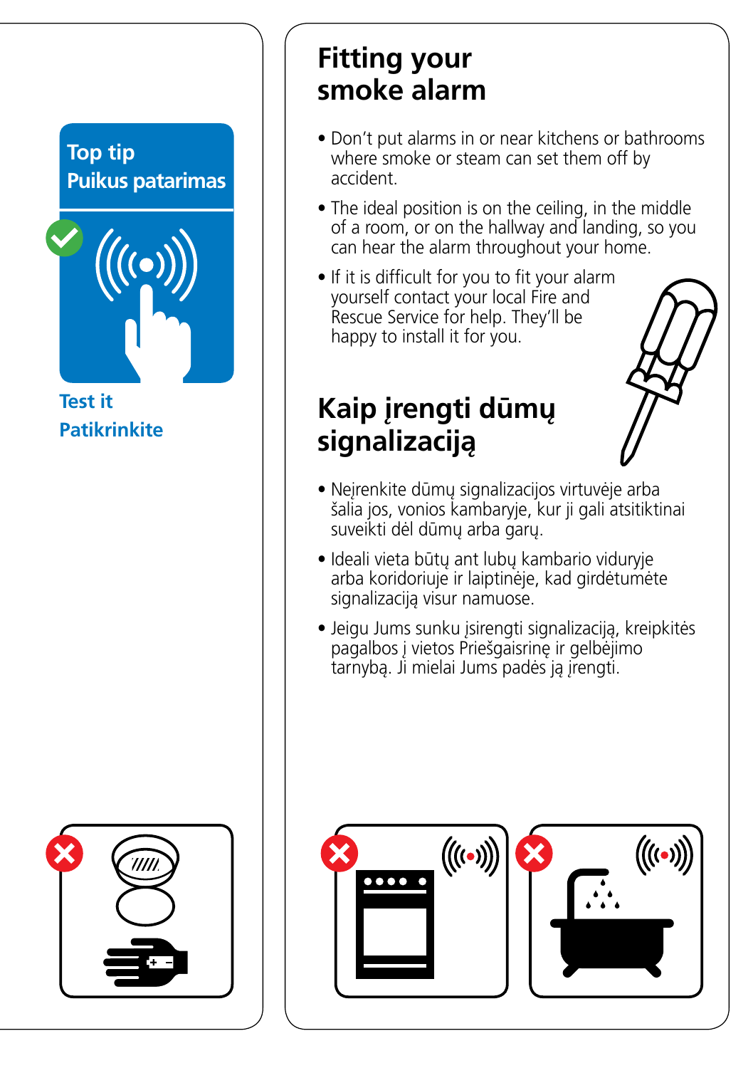**Top tip**
**Puikus patarimas**

**Test it**
**Patikrinkite**

## Fitting your smoke alarm

- Don't put alarms in or near kitchens or bathrooms where smoke or steam can set them off by accident.
- The ideal position is on the ceiling, in the middle of a room, or on the hallway and landing, so you can hear the alarm throughout your home.
- If it is difficult for you to fit your alarm yourself contact your local Fire and Rescue Service for help. They'll be happy to install it for you.

## Kaip įrengti dūmų signalizaciją

- Neįrenkite dūmų signalizacijos virtuvėje arba šalia jos, vonios kambaryje, kur ji gali atsitiktinai suveikti dėl dūmų arba garų.
- Ideali vieta būtų ant lubų kambario viduryje arba koridoriuje ir laiptinėje, kad girdėtumėte signalizaciją visur namuose.
- Jeigu Jums sunku įsirengti signalizaciją, kreipkitės pagalbos į vietos Priešgaisrinę ir gelbėjimo tarnybą. Ji mielai Jums padės ją įrengti.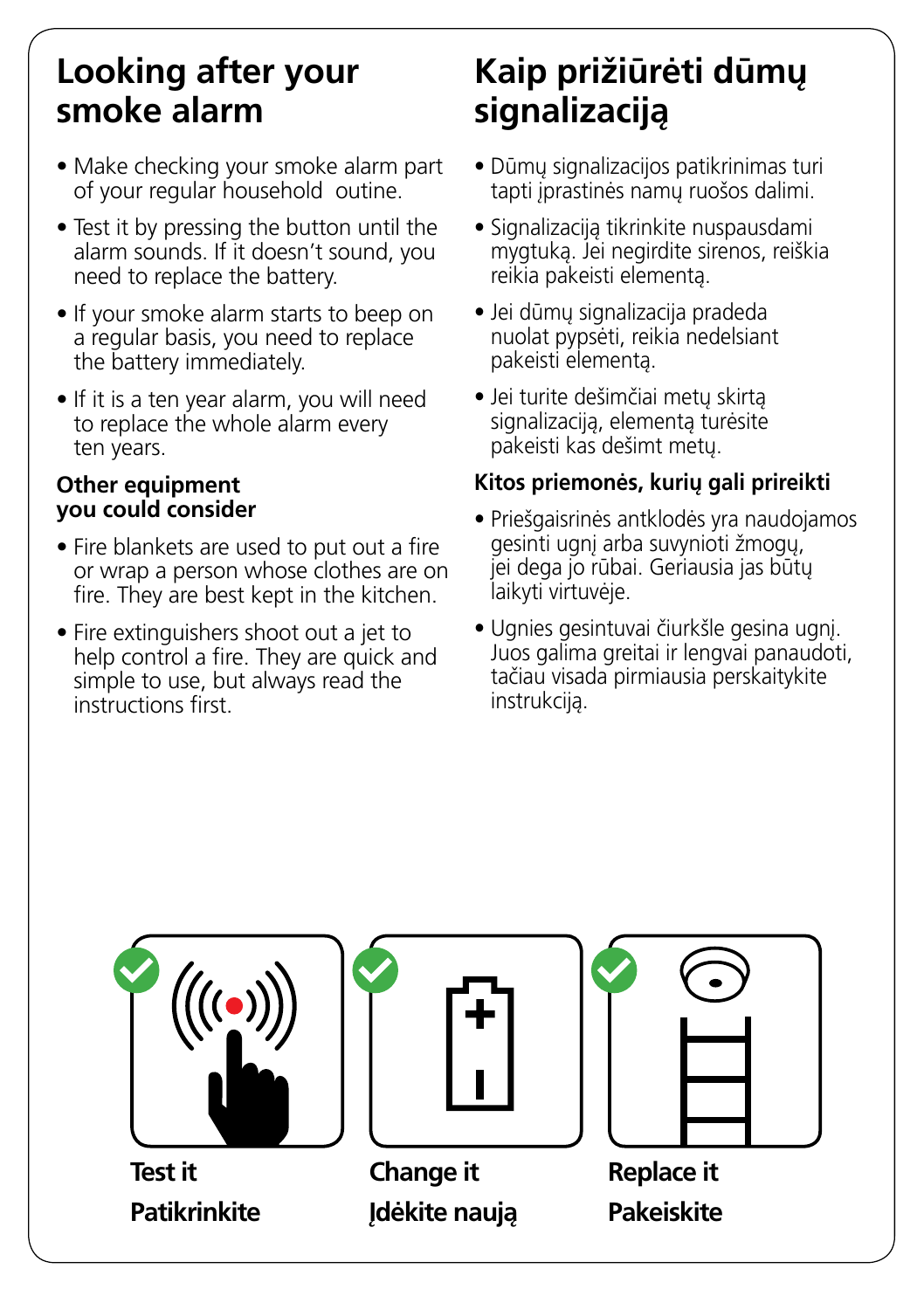# Looking after your smoke alarm

- Make checking your smoke alarm part of your regular household outine.
- Test it by pressing the button until the alarm sounds. If it doesn't sound, you need to replace the battery.
- If your smoke alarm starts to beep on a regular basis, you need to replace the battery immediately.
- If it is a ten year alarm, you will need to replace the whole alarm every ten years.

### Other equipment you could consider

- Fire blankets are used to put out a fire or wrap a person whose clothes are on fire. They are best kept in the kitchen.
- Fire extinguishers shoot out a jet to help control a fire. They are quick and simple to use, but always read the instructions first.

# Kaip prižiūrėti dūmų signalizaciją

- Dūmų signalizacijos patikrinimas turi tapti įprastinės namų ruošos dalimi.
- Signalizaciją tikrinkite nuspausdami mygtuką. Jei negirdite sirenos, reiškia reikia pakeisti elementą.
- Jei dūmų signalizacija pradeda nuolat pypsėti, reikia nedelsiant pakeisti elementą.
- Jei turite dešimčiai metų skirtą signalizaciją, elementą turėsite pakeisti kas dešimt metų.

### Kitos priemonės, kurių gali prireikti

- Priešgaisrinės antklodės yra naudojamos gesinti ugnį arba suvynioti žmogų, jei dega jo rūbai. Geriausia jas būtų laikyti virtuvėje.
- Ugnies gesintuvai čiurkšle gesina ugnį. Juos galima greitai ir lengvai panaudoti, tačiau visada pirmiausia perskaitykite instrukciją.

**Test it**
**Patikrinkite**

**Change it**
**Įdėkite naują**

**Replace it**
**Pakeiskite**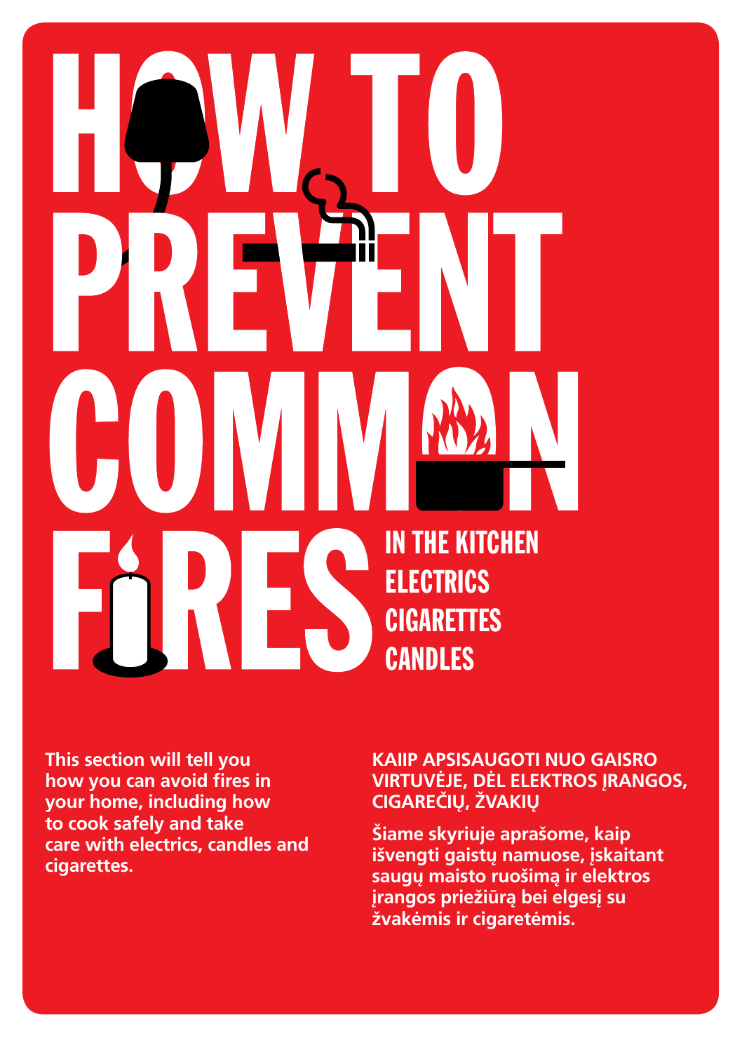# HOW TO PREVENT COMMON FIRES

**IN THE KITCHEN**
**ELECTRICS**
**CIGARETTES**
**CANDLES**

**This section will tell you how you can avoid fires in your home, including how to cook safely and take care with electrics, candles and cigarettes.**

**KAIIP APSISAUGOTI NUO GAISRO VIRTUVĖJE, DĖL ELEKTROS ĮRANGOS, CIGAREČIŲ, ŽVAKIŲ**

**Šiame skyriuje aprašome, kaip išvengti gaistų namuose, įskaitant saugų maisto ruošimą ir elektros įrangos priežiūrą bei elgesį su žvakėmis ir cigaretėmis.**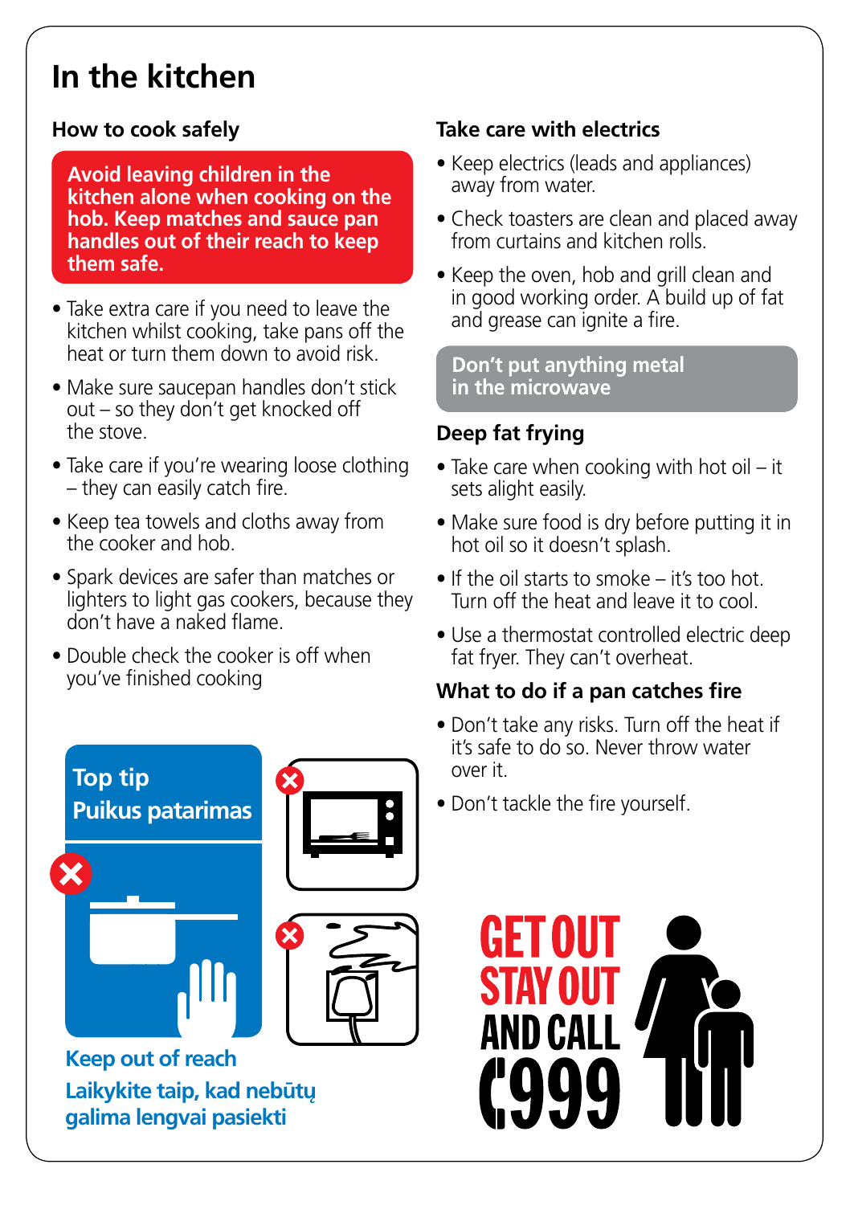# In the kitchen

## How to cook safely

**Avoid leaving children in the kitchen alone when cooking on the hob. Keep matches and sauce pan handles out of their reach to keep them safe.**

- Take extra care if you need to leave the kitchen whilst cooking, take pans off the heat or turn them down to avoid risk.
- Make sure saucepan handles don't stick out – so they don't get knocked off the stove.
- Take care if you're wearing loose clothing – they can easily catch fire.
- Keep tea towels and cloths away from the cooker and hob.
- Spark devices are safer than matches or lighters to light gas cookers, because they don't have a naked flame.
- Double check the cooker is off when you've finished cooking

**Top tip**
**Puikus patarimas**

**Keep out of reach**
**Laikykite taip, kad nebūtų galima lengvai pasiekti**

## Take care with electrics

- Keep electrics (leads and appliances) away from water.
- Check toasters are clean and placed away from curtains and kitchen rolls.
- Keep the oven, hob and grill clean and in good working order. A build up of fat and grease can ignite a fire.

**Don't put anything metal in the microwave**

## Deep fat frying

- Take care when cooking with hot oil – it sets alight easily.
- Make sure food is dry before putting it in hot oil so it doesn't splash.
- If the oil starts to smoke – it's too hot. Turn off the heat and leave it to cool.
- Use a thermostat controlled electric deep fat fryer. They can't overheat.

## What to do if a pan catches fire

- Don't take any risks. Turn off the heat if it's safe to do so. Never throw water over it.
- Don't tackle the fire yourself.

**GET OUT STAY OUT AND CALL 999**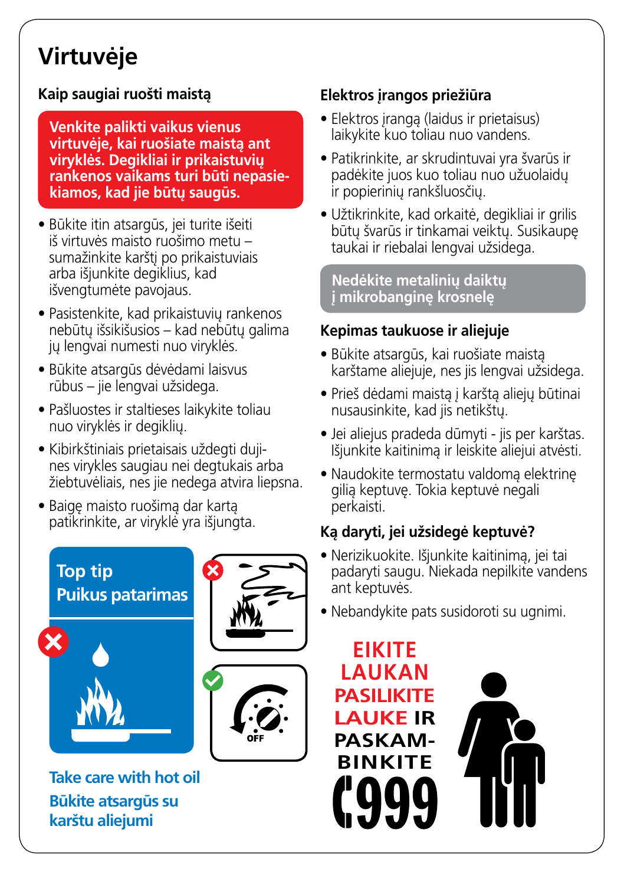# Virtuvėje

## Kaip saugiai ruošti maistą

**Venkite palikti vaikus vienus virtuvėje, kai ruošiate maistą ant viryklės. Degikliai ir prikaistuvių rankenos vaikams turi būti nepasiekiamos, kad jie būtų saugūs.**

- Būkite itin atsargūs, jei turite išeiti iš virtuvės maisto ruošimo metu – sumažinkite karštį po prikaistuviais arba išjunkite degiklius, kad išvengtumėte pavojaus.
- Pasistenkite, kad prikaistuvių rankenos nebūtų išsikišusios – kad nebūtų galima jų lengvai numesti nuo viryklės.
- Būkite atsargūs dėvėdami laisvus rūbus – jie lengvai užsidega.
- Pašluostes ir staltieses laikykite toliau nuo viryklės ir degiklių.
- Kibirkštiniais prietaisais uždegti dujines virykles saugiau nei degtukais arba žiebtuvėliais, nes jie nedega atvira liepsna.
- Baigę maisto ruošimą dar kartą patikrinkite, ar viryklė yra išjungta.

**Top tip**
**Puikus patarimas**

OFF

**Take care with hot oil**
**Būkite atsargūs su karštu aliejumi**

## Elektros įrangos priežiūra

- Elektros įrangą (laidus ir prietaisus) laikykite kuo toliau nuo vandens.
- Patikrinkite, ar skrudintuvai yra švarūs ir padėkite juos kuo toliau nuo užuolaidų ir popierinių rankšluosčių.
- Užtikrinkite, kad orkaitė, degikliai ir grilis būtų švarūs ir tinkamai veiktų. Susikaupę taukai ir riebalai lengvai užsidega.

**Nedėkite metalinių daiktų į mikrobanginę krosnelę**

## Kepimas taukuose ir aliejuje

- Būkite atsargūs, kai ruošiate maistą karštame aliejuje, nes jis lengvai užsidega.
- Prieš dėdami maistą į karštą aliejų būtinai nusausinkite, kad jis netikštų.
- Jei aliejus pradeda dūmyti - jis per karštas. Išjunkite kaitinimą ir leiskite aliejui atvėsti.
- Naudokite termostatu valdomą elektrinę gilią keptuvę. Tokia keptuvė negali perkaisti.

## Ką daryti, jei užsidegė keptuvė?

- Nerizikuokite. Išjunkite kaitinimą, jei tai padaryti saugu. Niekada nepilkite vandens ant keptuvės.
- Nebandykite pats susidoroti su ugnimi.

**EIKITE LAUKAN PASILIKITE LAUKE IR PASKAMBINKITE 999**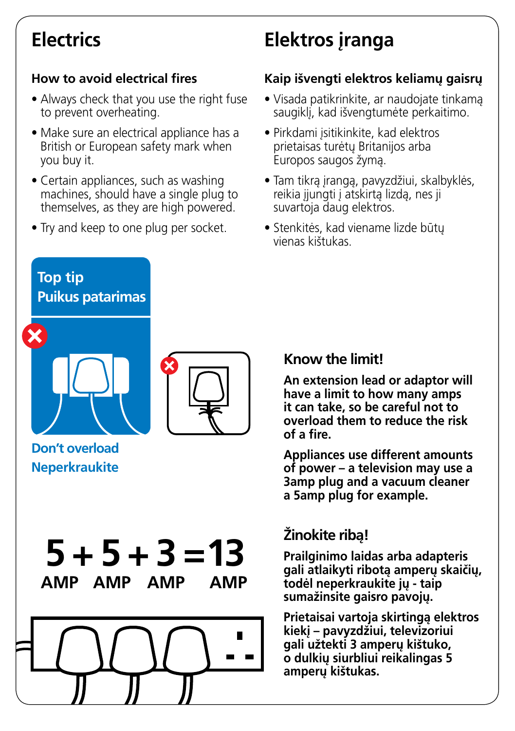# Electrics

## How to avoid electrical fires

- Always check that you use the right fuse to prevent overheating.
- Make sure an electrical appliance has a British or European safety mark when you buy it.
- Certain appliances, such as washing machines, should have a single plug to themselves, as they are high powered.
- Try and keep to one plug per socket.

# Elektros įranga

## Kaip išvengti elektros keliamų gaisrų

- Visada patikrinkite, ar naudojate tinkamą saugiklį, kad išvengtumėte perkaitimo.
- Pirkdami įsitikinkite, kad elektros prietaisas turėtų Britanijos arba Europos saugos žymą.
- Tam tikrą įrangą, pavyzdžiui, skalbyklės, reikia įjungti į atskirtą lizdą, nes ji suvartoja daug elektros.
- Stenkitės, kad viename lizde būtų vienas kištukas.

**Top tip**
**Puikus patarimas**

**Don't overload**
**Neperkraukite**

**5 AMP + 5 AMP + 3 AMP = 13 AMP**

### Know the limit!

**An extension lead or adaptor will have a limit to how many amps it can take, so be careful not to overload them to reduce the risk of a fire.**

**Appliances use different amounts of power – a television may use a 3amp plug and a vacuum cleaner a 5amp plug for example.**

### Žinokite ribą!

**Prailginimo laidas arba adapteris gali atlaikyti ribotą amperų skaičių, todėl neperkraukite jų - taip sumažinsite gaisro pavojų.**

**Prietaisai vartoja skirtingą elektros kiekį – pavyzdžiui, televizoriui gali užtekti 3 amperų kištuko, o dulkių siurbliui reikalingas 5 amperų kištukas.**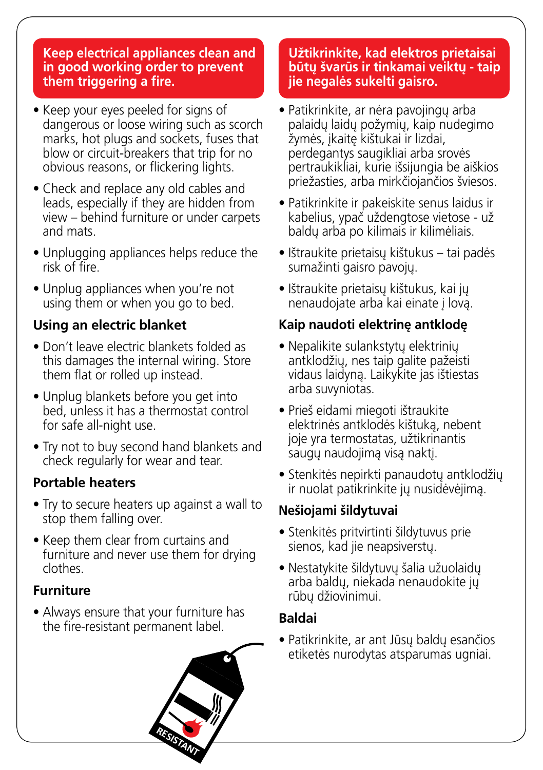## Keep electrical appliances clean and in good working order to prevent them triggering a fire.

- Keep your eyes peeled for signs of dangerous or loose wiring such as scorch marks, hot plugs and sockets, fuses that blow or circuit-breakers that trip for no obvious reasons, or flickering lights.
- Check and replace any old cables and leads, especially if they are hidden from view – behind furniture or under carpets and mats.
- Unplugging appliances helps reduce the risk of fire.
- Unplug appliances when you're not using them or when you go to bed.

### Using an electric blanket

- Don't leave electric blankets folded as this damages the internal wiring. Store them flat or rolled up instead.
- Unplug blankets before you get into bed, unless it has a thermostat control for safe all-night use.
- Try not to buy second hand blankets and check regularly for wear and tear.

### Portable heaters

- Try to secure heaters up against a wall to stop them falling over.
- Keep them clear from curtains and furniture and never use them for drying clothes.

### Furniture

- Always ensure that your furniture has the fire-resistant permanent label.

RESISTANT

## Užtikrinkite, kad elektros prietaisai būtų švarūs ir tinkamai veiktų - taip jie negalės sukelti gaisro.

- Patikrinkite, ar nėra pavojingų arba palaidų laidų požymių, kaip nudegimo žymės, įkaitę kištukai ir lizdai, perdegantys saugikliai arba srovės pertraukikliai, kurie išsijungia be aiškios priežasties, arba mirkčiojančios šviesos.
- Patikrinkite ir pakeiskite senus laidus ir kabelius, ypač uždengtose vietose - už baldų arba po kilimais ir kilimėliais.
- Ištraukite prietaisų kištukus – tai padės sumažinti gaisro pavojų.
- Ištraukite prietaisų kištukus, kai jų nenaudojate arba kai einate į lovą.

### Kaip naudoti elektrinę antklodę

- Nepalikite sulankstytų elektrinių antklodžių, nes taip galite pažeisti vidaus laidyną. Laikykite jas ištiestas arba suvyniotas.
- Prieš eidami miegoti ištraukite elektrinės antklodės kištuką, nebent joje yra termostatas, užtikrinantis saugų naudojimą visą naktį.
- Stenkitės nepirkti panaudotų antklodžių ir nuolat patikrinkite jų nusidėvėjimą.

### Nešiojami šildytuvai

- Stenkitės pritvirtinti šildytuvus prie sienos, kad jie neapsiverstų.
- Nestatykite šildytuvų šalia užuolaidų arba baldų, niekada nenaudokite jų rūbų džiovinimui.

### Baldai

- Patikrinkite, ar ant Jūsų baldų esančios etiketės nurodytas atsparumas ugniai.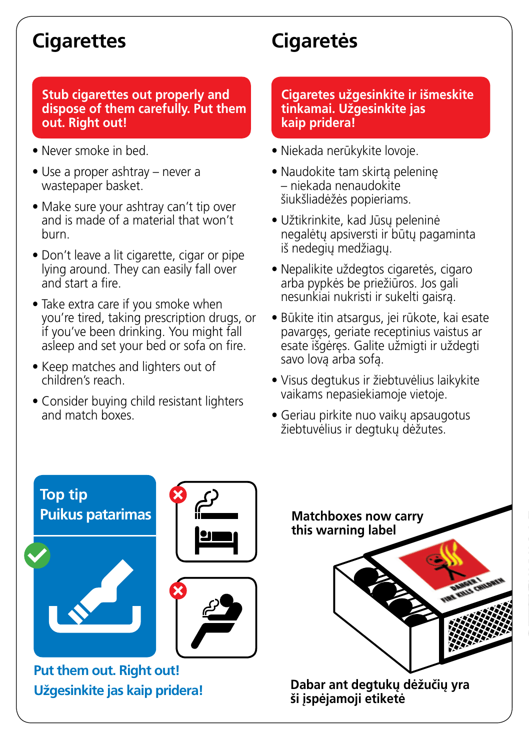## Cigarettes

**Stub cigarettes out properly and dispose of them carefully. Put them out. Right out!**

- Never smoke in bed.
- Use a proper ashtray – never a wastepaper basket.
- Make sure your ashtray can't tip over and is made of a material that won't burn.
- Don't leave a lit cigarette, cigar or pipe lying around. They can easily fall over and start a fire.
- Take extra care if you smoke when you're tired, taking prescription drugs, or if you've been drinking. You might fall asleep and set your bed or sofa on fire.
- Keep matches and lighters out of children's reach.
- Consider buying child resistant lighters and match boxes.

## Cigaretės

**Cigaretes užgesinkite ir išmeskite tinkamai. Užgesinkite jas kaip pridera!**

- Niekada nerūkykite lovoje.
- Naudokite tam skirtą peleninę – niekada nenaudokite šiukšliadėžės popieriams.
- Užtikrinkite, kad Jūsų peleninė negalėtų apsiversti ir būtų pagaminta iš nedegių medžiagų.
- Nepalikite uždegtos cigaretės, cigaro arba pypkės be priežiūros. Jos gali nesunkiai nukristi ir sukelti gaisrą.
- Būkite itin atsargus, jei rūkote, kai esate pavargęs, geriate receptinius vaistus ar esate išgėręs. Galite užmigti ir uždegti savo lovą arba sofą.
- Visus degtukus ir žiebtuvėlius laikykite vaikams nepasiekiamoje vietoje.
- Geriau pirkite nuo vaikų apsaugotus žiebtuvėlius ir degtukų dėžutes.

**Top tip**
**Puikus patarimas**

**Put them out. Right out!**
**Užgesinkite jas kaip pridera!**

**Matchboxes now carry this warning label**

DANGER! FIRE KILLS CHILDREN

**Dabar ant degtukų dėžučių yra ši įspėjamoji etiketė**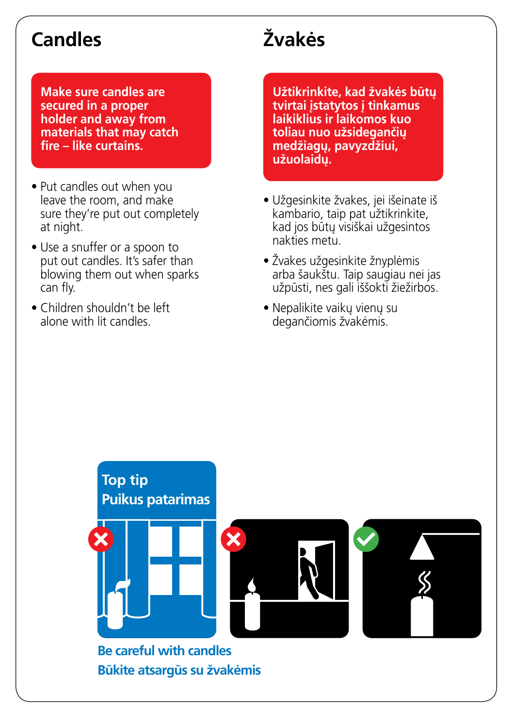## Candles

**Make sure candles are secured in a proper holder and away from materials that may catch fire – like curtains.**

- Put candles out when you leave the room, and make sure they're put out completely at night.
- Use a snuffer or a spoon to put out candles. It's safer than blowing them out when sparks can fly.
- Children shouldn't be left alone with lit candles.

## Žvakės

**Užtikrinkite, kad žvakės būtų tvirtai įstatytos į tinkamus laikiklius ir laikomos kuo toliau nuo užsidegančių medžiagų, pavyzdžiui, užuolaidų.**

- Užgesinkite žvakes, jei išeinate iš kambario, taip pat užtikrinkite, kad jos būtų visiškai užgesintos nakties metu.
- Žvakes užgesinkite žnyplėmis arba šaukštu. Taip saugiau nei jas užpūsti, nes gali iššokti žiežirbos.
- Nepalikite vaikų vienų su degančiomis žvakėmis.

**Top tip**
**Puikus patarimas**

**Be careful with candles**
**Būkite atsargūs su žvakėmis**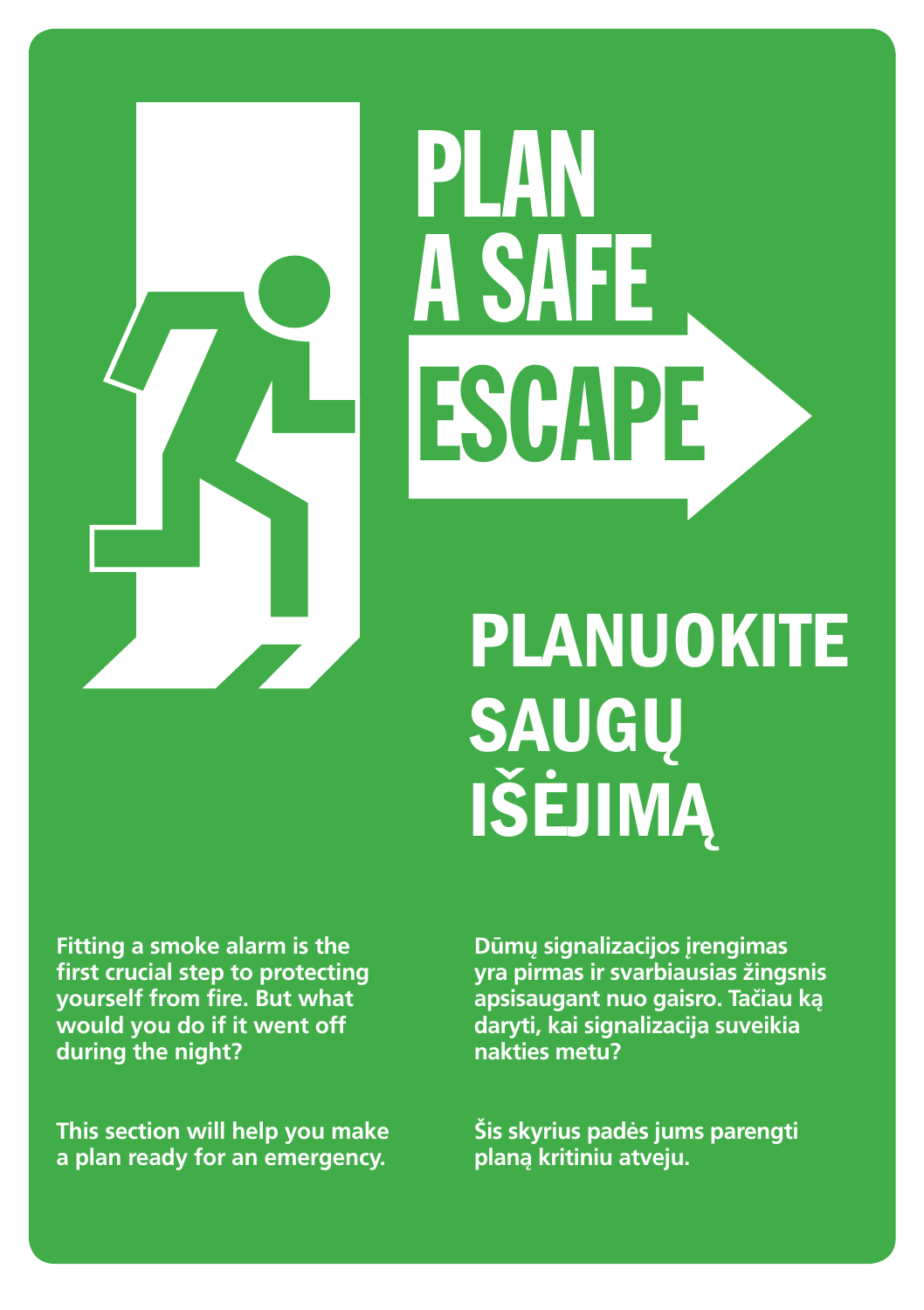# PLAN A SAFE ESCAPE

# PLANUOKITE SAUGŲ IŠĖJIMĄ

**Fitting a smoke alarm is the first crucial step to protecting yourself from fire. But what would you do if it went off during the night?**

**This section will help you make a plan ready for an emergency.**

**Dūmų signalizacijos įrengimas yra pirmas ir svarbiausias žingsnis apsisaugant nuo gaisro. Tačiau ką daryti, kai signalizacija suveikia nakties metu?**

**Šis skyrius padės jums parengti planą kritiniu atveju.**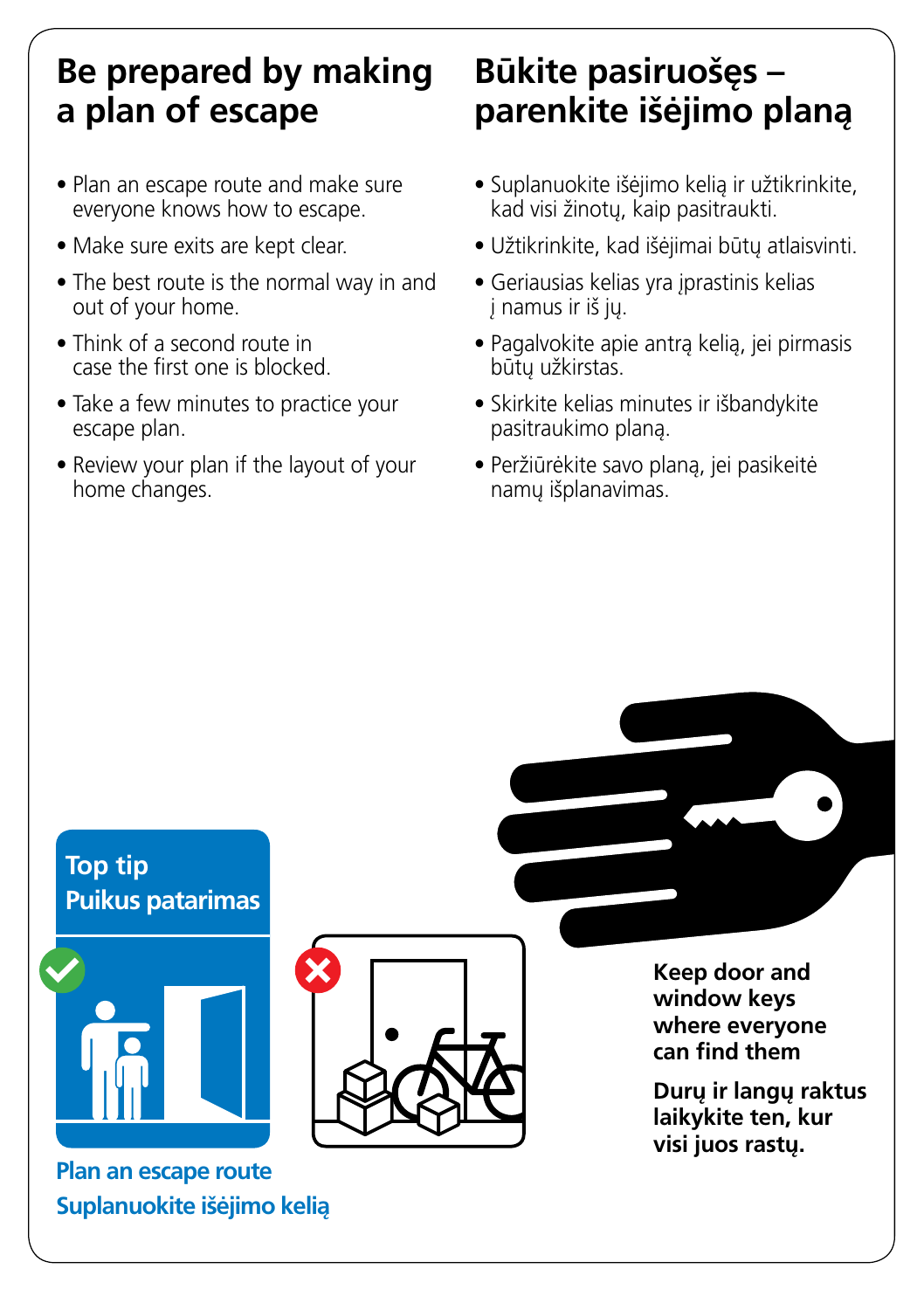## Be prepared by making a plan of escape

- Plan an escape route and make sure everyone knows how to escape.
- Make sure exits are kept clear.
- The best route is the normal way in and out of your home.
- Think of a second route in case the first one is blocked.
- Take a few minutes to practice your escape plan.
- Review your plan if the layout of your home changes.

## Būkite pasiruošęs – parenkite išėjimo planą

- Suplanuokite išėjimo kelią ir užtikrinkite, kad visi žinotų, kaip pasitraukti.
- Užtikrinkite, kad išėjimai būtų atlaisvinti.
- Geriausias kelias yra įprastinis kelias į namus ir iš jų.
- Pagalvokite apie antrą kelią, jei pirmasis būtų užkirstas.
- Skirkite kelias minutes ir išbandykite pasitraukimo planą.
- Peržiūrėkite savo planą, jei pasikeitė namų išplanavimas.

**Top tip**
**Puikus patarimas**

**Plan an escape route**
**Suplanuokite išėjimo kelią**

**Keep door and window keys where everyone can find them**

**Durų ir langų raktus laikykite ten, kur visi juos rastų.**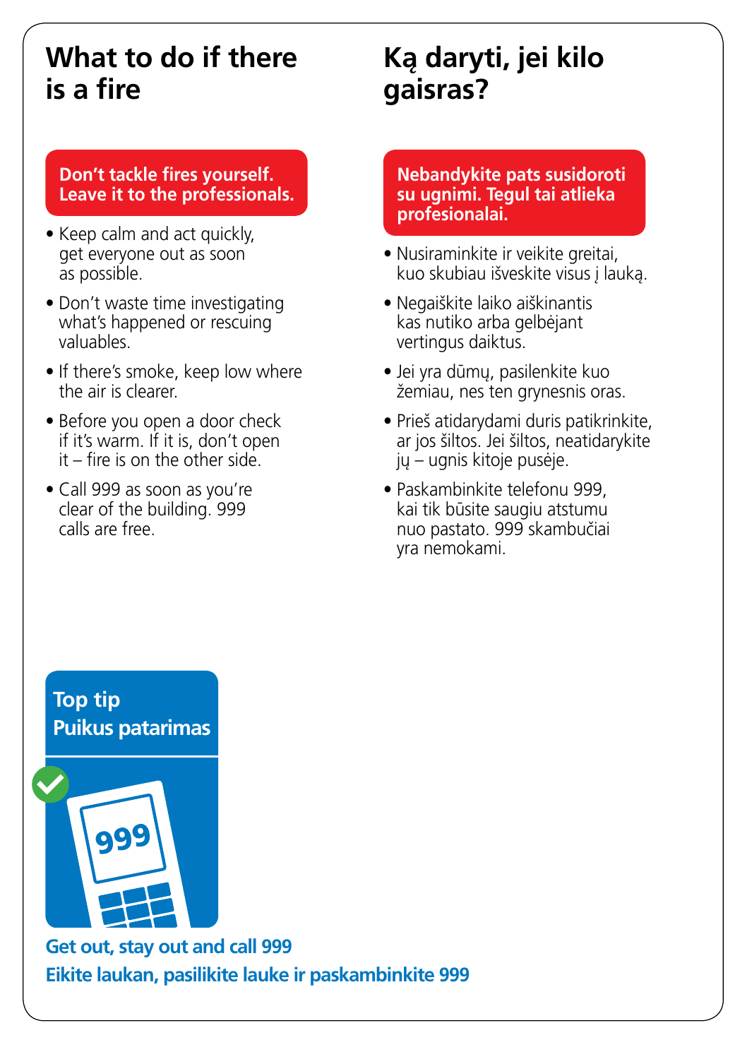# What to do if there is a fire

**Don't tackle fires yourself. Leave it to the professionals.**

- Keep calm and act quickly, get everyone out as soon as possible.
- Don't waste time investigating what's happened or rescuing valuables.
- If there's smoke, keep low where the air is clearer.
- Before you open a door check if it's warm. If it is, don't open it – fire is on the other side.
- Call 999 as soon as you're clear of the building. 999 calls are free.

# Ką daryti, jei kilo gaisras?

**Nebandykite pats susidoroti su ugnimi. Tegul tai atlieka profesionalai.**

- Nusiraminkite ir veikite greitai, kuo skubiau išveskite visus į lauką.
- Negaiškite laiko aiškinantis kas nutiko arba gelbėjant vertingus daiktus.
- Jei yra dūmų, pasilenkite kuo žemiau, nes ten grynesnis oras.
- Prieš atidarydami duris patikrinkite, ar jos šiltos. Jei šiltos, neatidarykite jų – ugnis kitoje pusėje.
- Paskambinkite telefonu 999, kai tik būsite saugiu atstumu nuo pastato. 999 skambučiai yra nemokami.

**Top tip**
**Puikus patarimas**

**Get out, stay out and call 999**
**Eikite laukan, pasilikite lauke ir paskambinkite 999**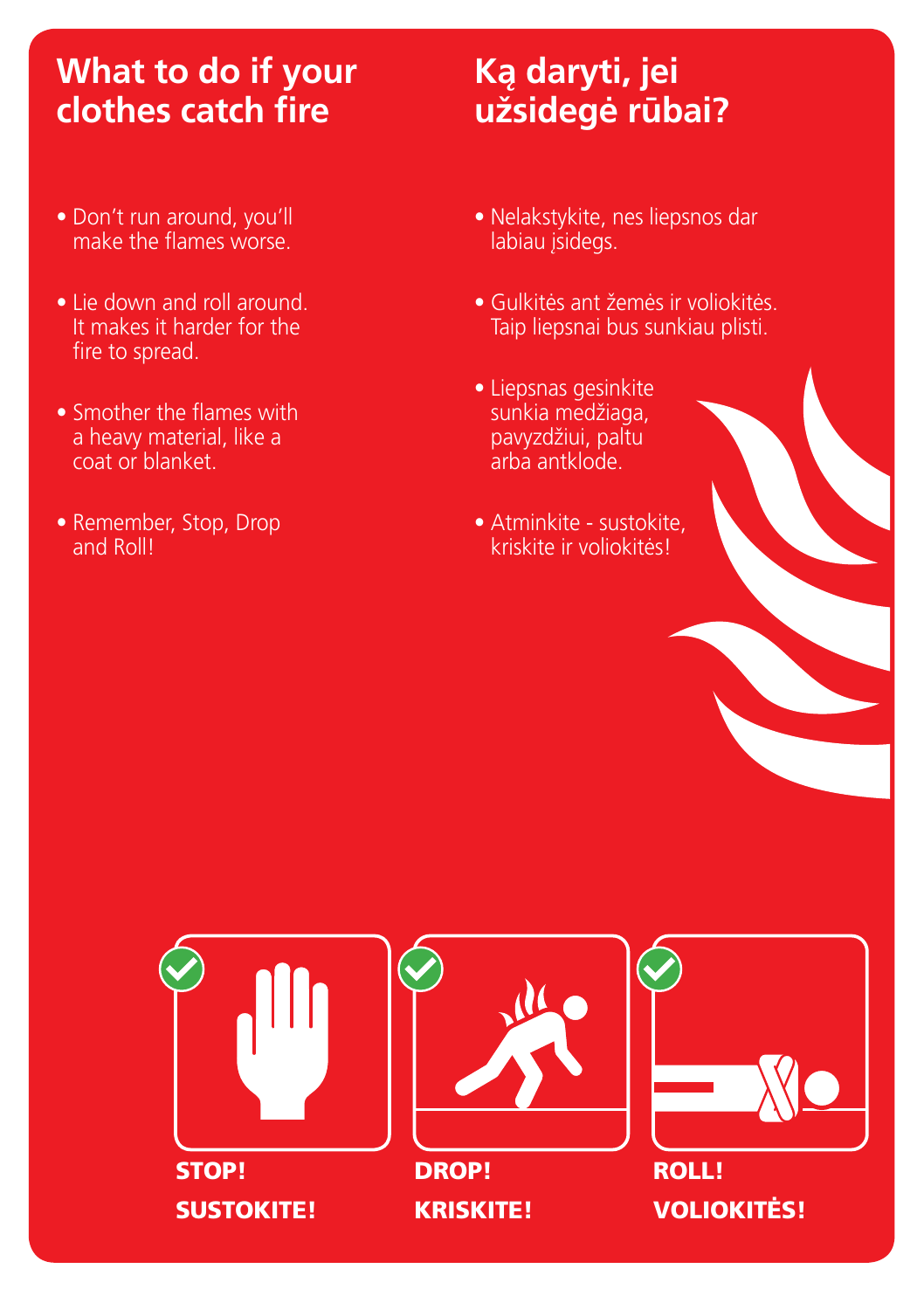# What to do if your clothes catch fire

- Don't run around, you'll make the flames worse.
- Lie down and roll around. It makes it harder for the fire to spread.
- Smother the flames with a heavy material, like a coat or blanket.
- Remember, Stop, Drop and Roll!

# Ką daryti, jei užsidegė rūbai?

- Nelakstykite, nes liepsnos dar labiau įsidegs.
- Gulkitės ant žemės ir voliokitės. Taip liepsnai bus sunkiau plisti.
- Liepsnas gesinkite sunkia medžiaga, pavyzdžiui, paltu arba antklode.
- Atminkite - sustokite, kriskite ir voliokitės!

**STOP!**
**SUSTOKITE!**

**DROP!**
**KRISKITE!**

**ROLL!**
**VOLIOKITĖS!**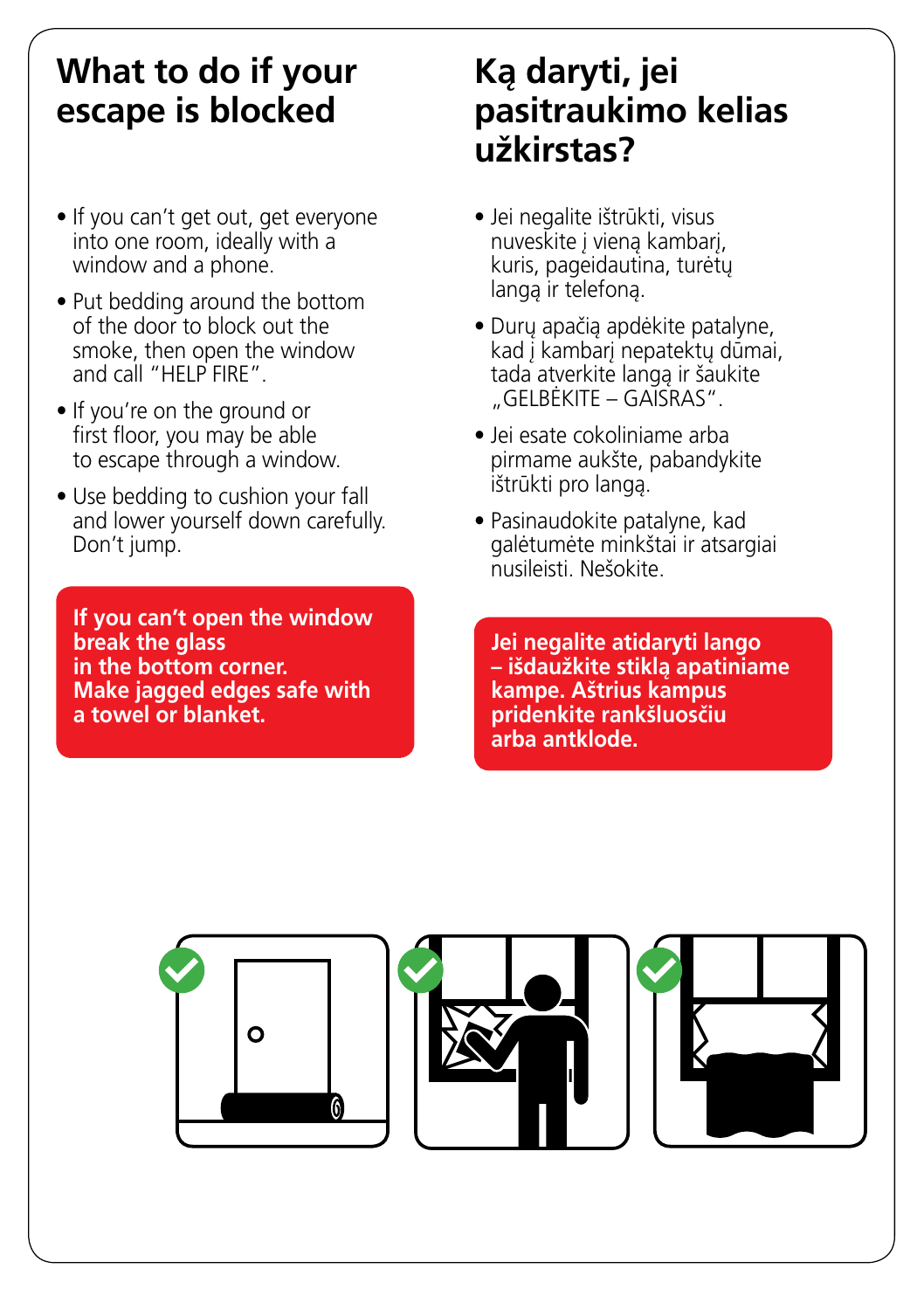# What to do if your escape is blocked

- If you can't get out, get everyone into one room, ideally with a window and a phone.
- Put bedding around the bottom of the door to block out the smoke, then open the window and call "HELP FIRE".
- If you're on the ground or first floor, you may be able to escape through a window.
- Use bedding to cushion your fall and lower yourself down carefully. Don't jump.

**If you can't open the window break the glass in the bottom corner. Make jagged edges safe with a towel or blanket.**

# Ką daryti, jei pasitraukimo kelias užkirstas?

- Jei negalite ištrūkti, visus nuveskite į vieną kambarį, kuris, pageidautina, turėtų langą ir telefoną.
- Durų apačią apdėkite patalyne, kad į kambarį nepatektų dūmai, tada atverkite langą ir šaukite „GELBĖKITE – GAISRAS".
- Jei esate cokoliniame arba pirmame aukšte, pabandykite ištrūkti pro langą.
- Pasinaudokite patalyne, kad galėtumėte minkštai ir atsargiai nusileisti. Nešokite.

**Jei negalite atidaryti lango – išdaužkite stiklą apatiniame kampe. Aštrius kampus pridenkite rankšluosčiu arba antklode.**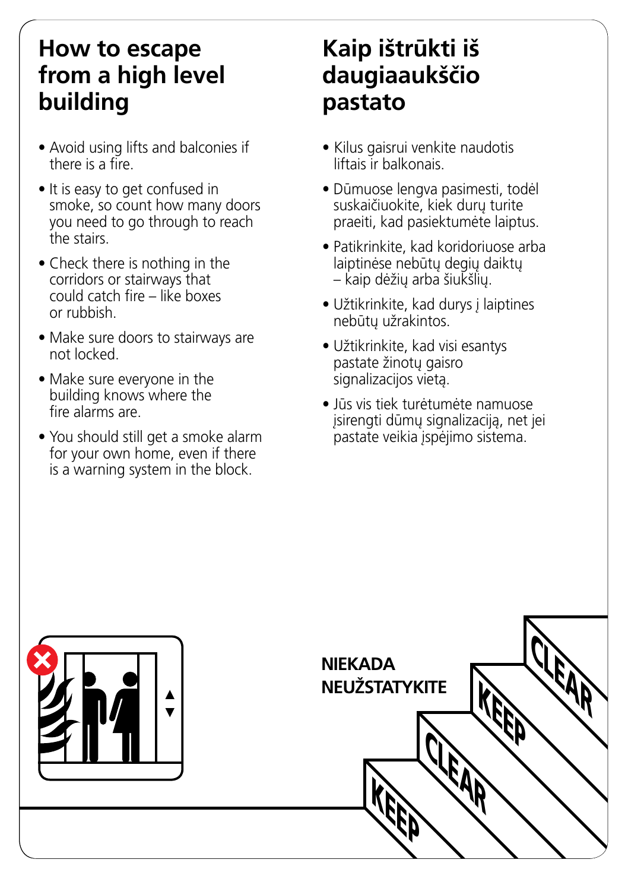## How to escape from a high level building

- Avoid using lifts and balconies if there is a fire.
- It is easy to get confused in smoke, so count how many doors you need to go through to reach the stairs.
- Check there is nothing in the corridors or stairways that could catch fire – like boxes or rubbish.
- Make sure doors to stairways are not locked.
- Make sure everyone in the building knows where the fire alarms are.
- You should still get a smoke alarm for your own home, even if there is a warning system in the block.

## Kaip ištrūkti iš daugiaaukščio pastato

- Kilus gaisrui venkite naudotis liftais ir balkonais.
- Dūmuose lengva pasimesti, todėl suskaičiuokite, kiek durų turite praeiti, kad pasiektumėte laiptus.
- Patikrinkite, kad koridoriuose arba laiptinėse nebūtų degių daiktų – kaip dėžių arba šiukšlių.
- Užtikrinkite, kad durys į laiptines nebūtų užrakintos.
- Užtikrinkite, kad visi esantys pastate žinotų gaisro signalizacijos vietą.
- Jūs vis tiek turėtumėte namuose įsirengti dūmų signalizaciją, net jei pastate veikia įspėjimo sistema.

**NIEKADA NEUŽSTATYKITE**

KEEP CLEAR KEEP CLEAR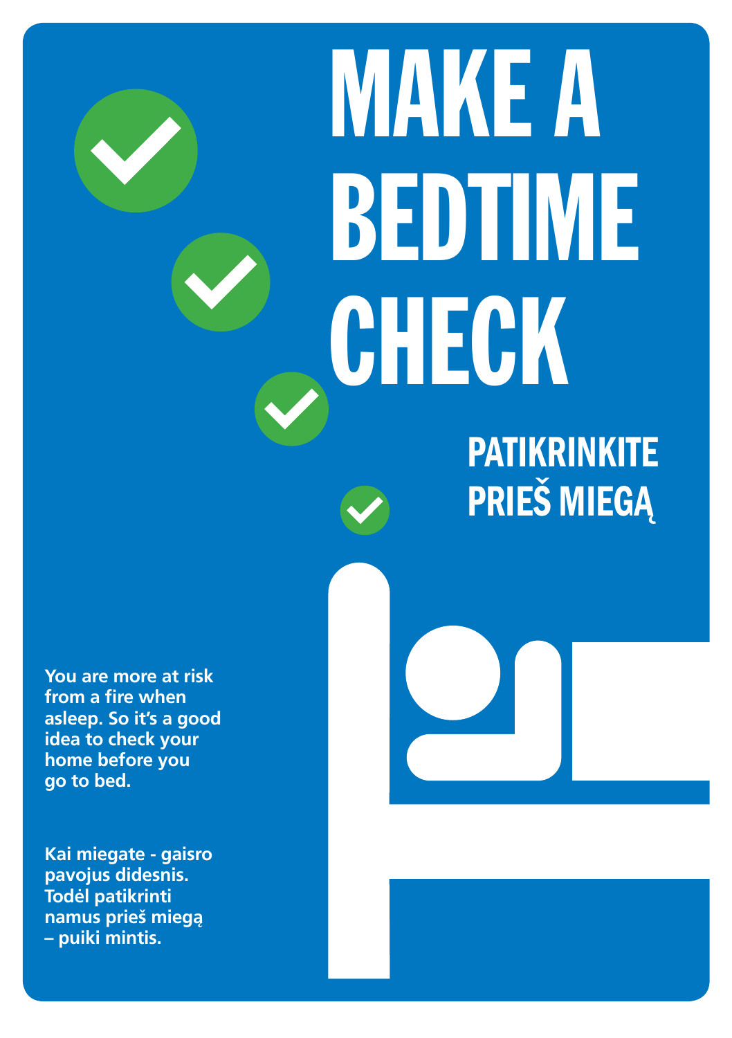# MAKE A BEDTIME CHECK

## PATIKRINKITE PRIEŠ MIEGĄ

**You are more at risk from a fire when asleep. So it's a good idea to check your home before you go to bed.**

**Kai miegate - gaisro pavojus didesnis. Todėl patikrinti namus prieš miegą – puiki mintis.**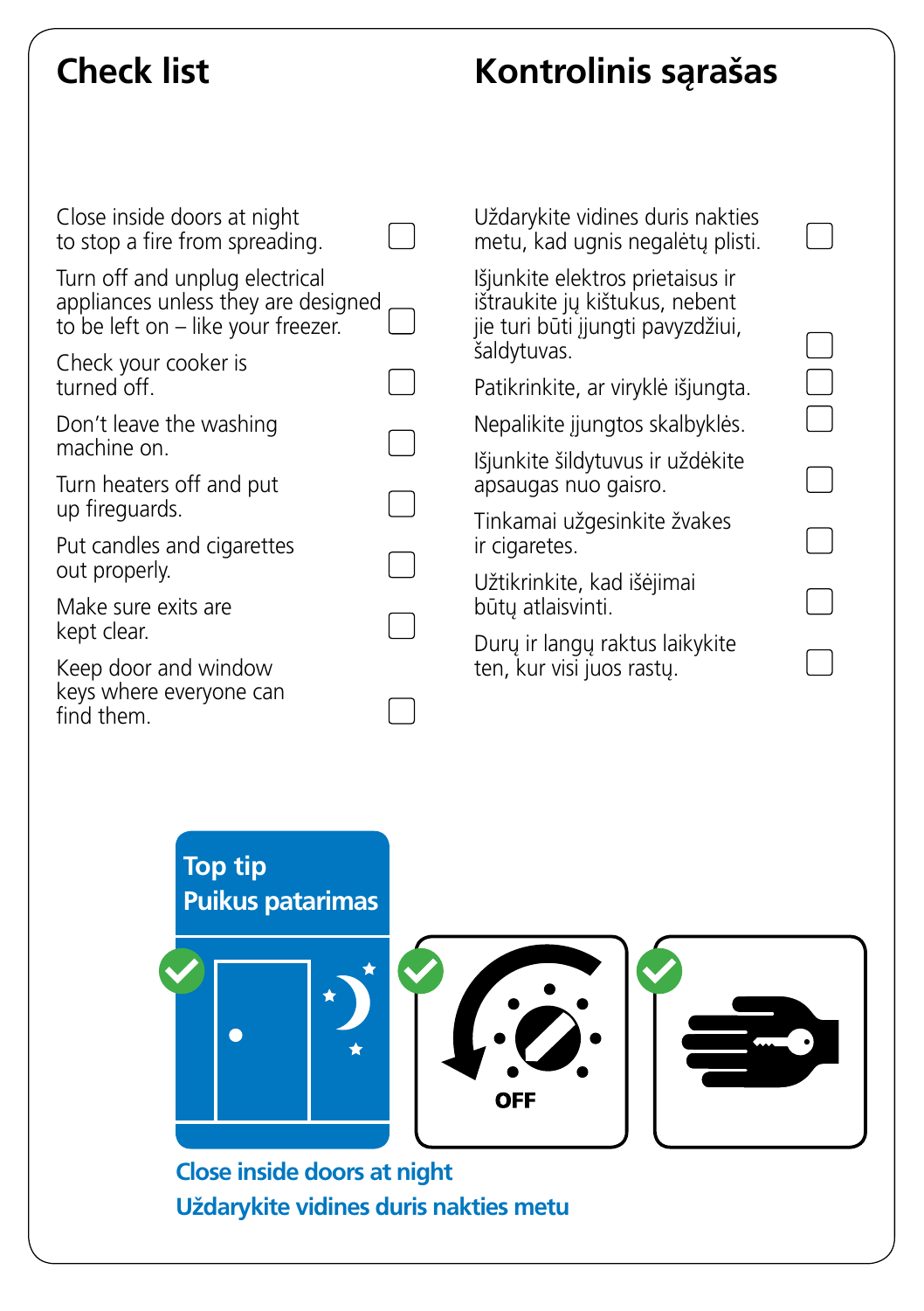## Check list

- [ ] Close inside doors at night to stop a fire from spreading.
- [ ] Turn off and unplug electrical appliances unless they are designed to be left on – like your freezer.
- [ ] Check your cooker is turned off.
- [ ] Don't leave the washing machine on.
- [ ] Turn heaters off and put up fireguards.
- [ ] Put candles and cigarettes out properly.
- [ ] Make sure exits are kept clear.
- [ ] Keep door and window keys where everyone can find them.

## Kontrolinis sąrašas

- [ ] Uždarykite vidines duris nakties metu, kad ugnis negalėtų plisti.
- [ ] Išjunkite elektros prietaisus ir ištraukite jų kištukus, nebent jie turi būti įjungti pavyzdžiui, šaldytuvas.
- [ ] Patikrinkite, ar viryklė išjungta.
- [ ] Nepalikite įjungtos skalbyklės.
- [ ] Išjunkite šildytuvus ir uždėkite apsaugas nuo gaisro.
- [ ] Tinkamai užgesinkite žvakes ir cigaretes.
- [ ] Užtikrinkite, kad išėjimai būtų atlaisvinti.
- [ ] Durų ir langų raktus laikykite ten, kur visi juos rastų.

**Top tip**
**Puikus patarimas**

OFF

**Close inside doors at night**
**Uždarykite vidines duris nakties metu**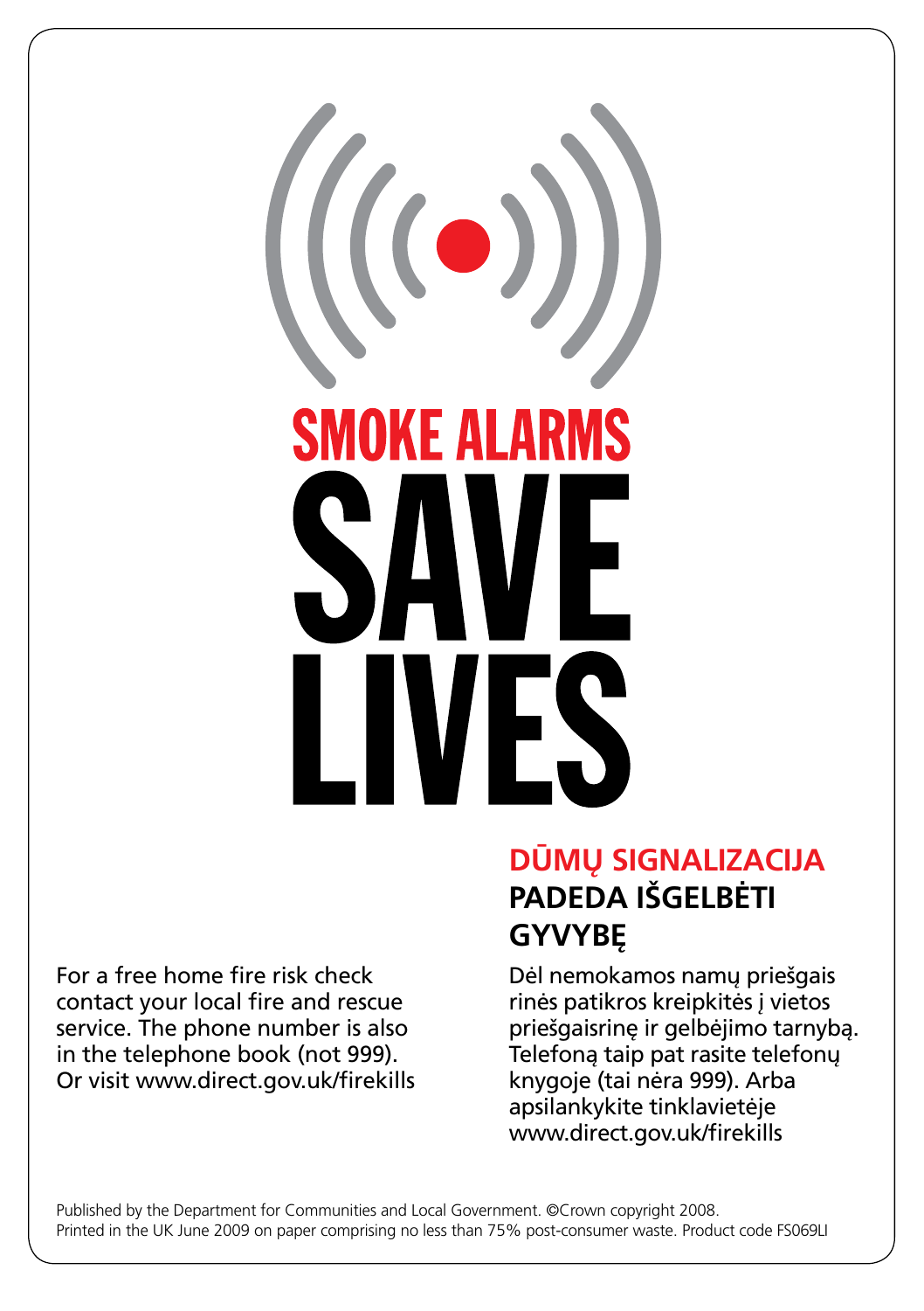# SMOKE ALARMS SAVE LIVES

For a free home fire risk check contact your local fire and rescue service. The phone number is also in the telephone book (not 999). Or visit www.direct.gov.uk/firekills

## DŪMŲ SIGNALIZACIJA PADEDA IŠGELBĖTI GYVYBĘ

Dėl nemokamos namų priešgais rinės patikros kreipkitės į vietos priešgaisrinę ir gelbėjimo tarnybą. Telefoną taip pat rasite telefonų knygoje (tai nėra 999). Arba apsilankykite tinklavietėje www.direct.gov.uk/firekills

Published by the Department for Communities and Local Government. ©Crown copyright 2008.
Printed in the UK June 2009 on paper comprising no less than 75% post-consumer waste. Product code FS069LI